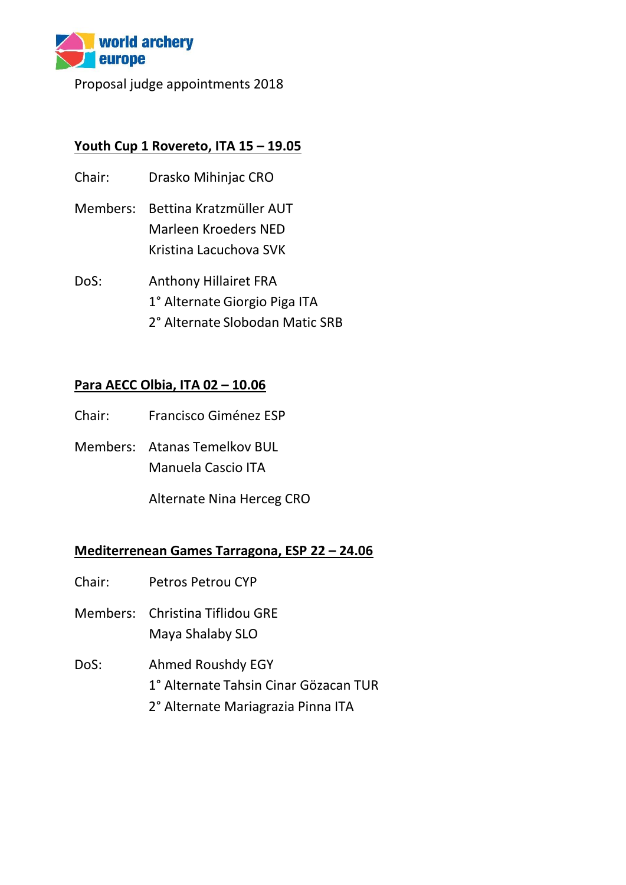world archery europe

Proposal judge appointments 2018

## Youth Cup 1 Rovereto, ITA 15 – 19.05

Chair: Drasko Mihinjac CRO

Members: Bettina Kratzmüller AUT
Marleen Kroeders NED
Kristina Lacuchova SVK

DoS: Anthony Hillairet FRA
1° Alternate Giorgio Piga ITA
2° Alternate Slobodan Matic SRB

## Para AECC Olbia, ITA 02 – 10.06

Chair: Francisco Giménez ESP

Members: Atanas Temelkov BUL
Manuela Cascio ITA

Alternate Nina Herceg CRO

## Mediterrenean Games Tarragona, ESP 22 – 24.06

Chair: Petros Petrou CYP

Members: Christina Tiflidou GRE
Maya Shalaby SLO

DoS: Ahmed Roushdy EGY
1° Alternate Tahsin Cinar Gözacan TUR
2° Alternate Mariagrazia Pinna ITA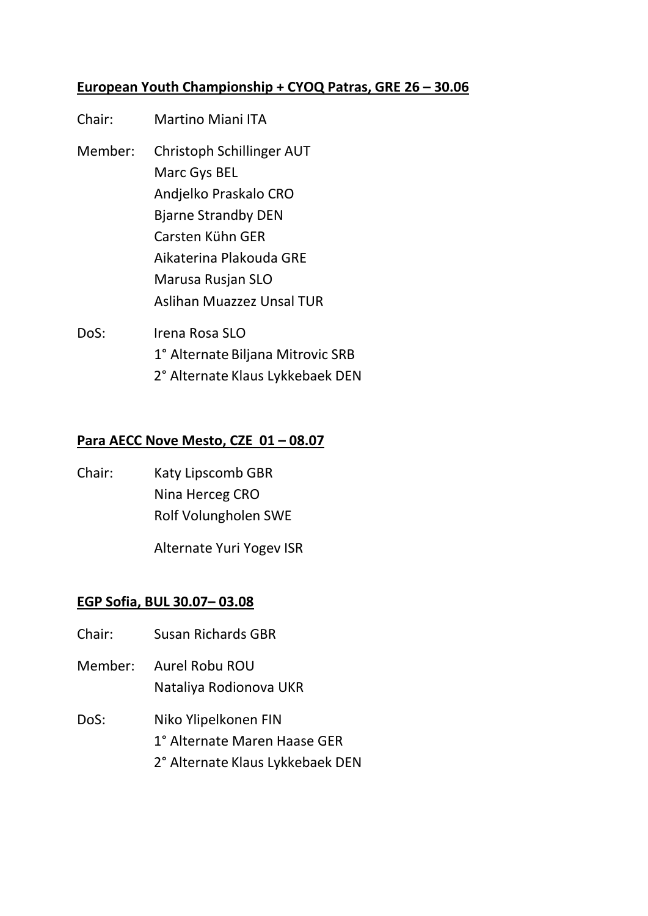**European Youth Championship + CYOQ Patras, GRE 26 – 30.06**

Chair: Martino Miani ITA

Member: Christoph Schillinger AUT
Marc Gys BEL
Andjelko Praskalo CRO
Bjarne Strandby DEN
Carsten Kühn GER
Aikaterina Plakouda GRE
Marusa Rusjan SLO
Aslihan Muazzez Unsal TUR

DoS: Irena Rosa SLO
1° Alternate Biljana Mitrovic SRB
2° Alternate Klaus Lykkebaek DEN

**Para AECC Nove Mesto, CZE 01 – 08.07**

Chair: Katy Lipscomb GBR
Nina Herceg CRO
Rolf Volungholen SWE

Alternate Yuri Yogev ISR

**EGP Sofia, BUL 30.07– 03.08**

Chair: Susan Richards GBR

Member: Aurel Robu ROU
Nataliya Rodionova UKR

DoS: Niko Ylipelkonen FIN
1° Alternate Maren Haase GER
2° Alternate Klaus Lykkebaek DEN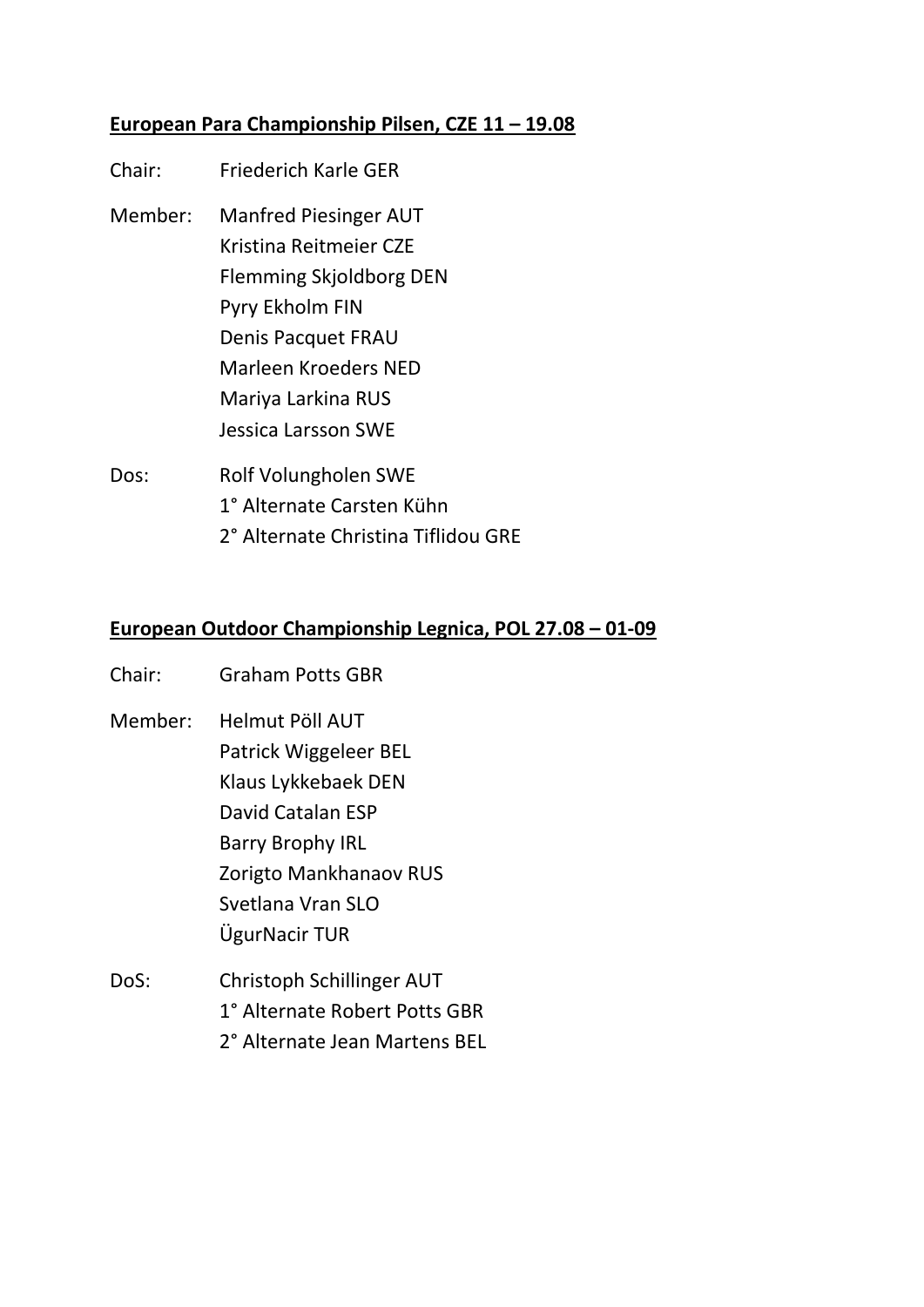**European Para Championship Pilsen, CZE 11 – 19.08**

Chair: Friederich Karle GER

Member: Manfred Piesinger AUT
Kristina Reitmeier CZE
Flemming Skjoldborg DEN
Pyry Ekholm FIN
Denis Pacquet FRAU
Marleen Kroeders NED
Mariya Larkina RUS
Jessica Larsson SWE

Dos: Rolf Volungholen SWE
1° Alternate Carsten Kühn
2° Alternate Christina Tiflidou GRE

**European Outdoor Championship Legnica, POL 27.08 – 01-09**

Chair: Graham Potts GBR

Member: Helmut Pöll AUT
Patrick Wiggeleer BEL
Klaus Lykkebaek DEN
David Catalan ESP
Barry Brophy IRL
Zorigto Mankhanaov RUS
Svetlana Vran SLO
ÜgurNacir TUR

DoS: Christoph Schillinger AUT
1° Alternate Robert Potts GBR
2° Alternate Jean Martens BEL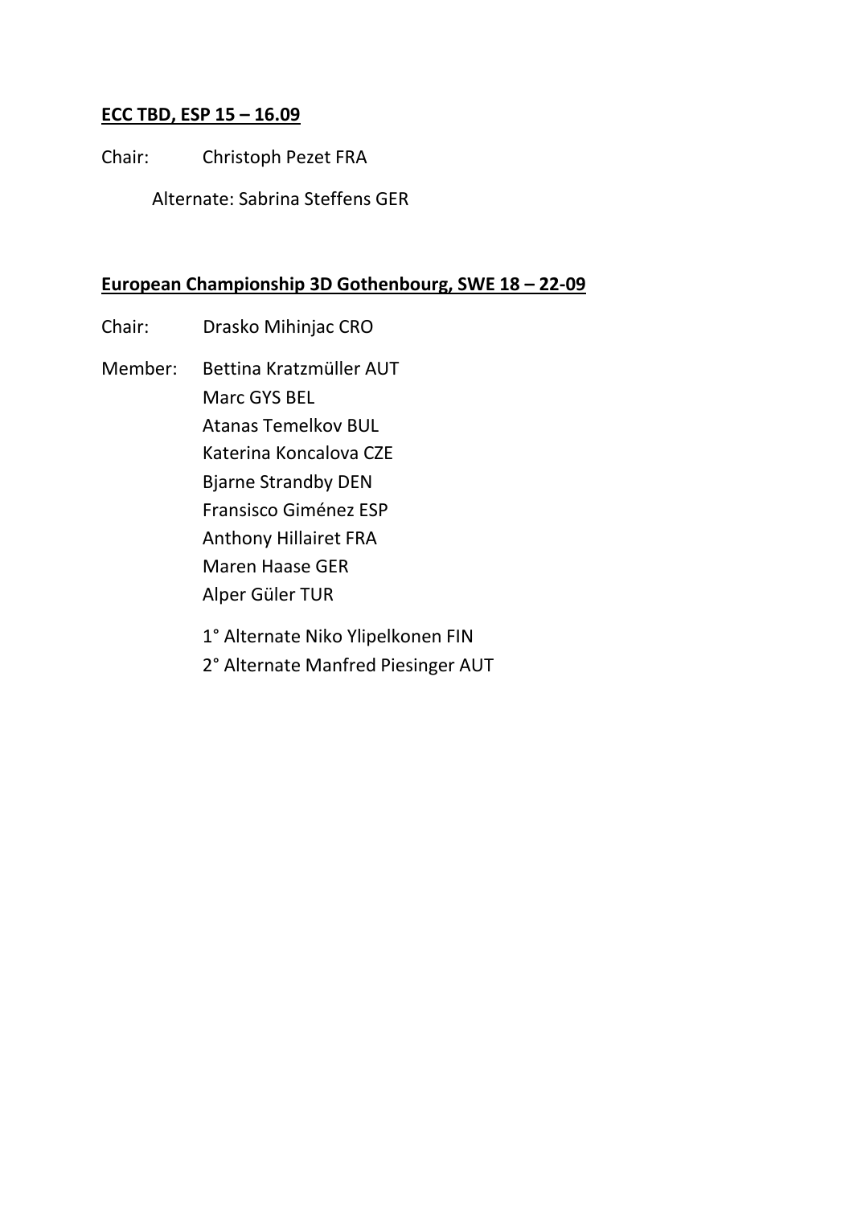**ECC TBD, ESP 15 – 16.09**

Chair: Christoph Pezet FRA

Alternate: Sabrina Steffens GER

**European Championship 3D Gothenbourg, SWE 18 – 22-09**

Chair: Drasko Mihinjac CRO

Member: Bettina Kratzmüller AUT
Marc GYS BEL
Atanas Temelkov BUL
Katerina Koncalova CZE
Bjarne Strandby DEN
Fransisco Giménez ESP
Anthony Hillairet FRA
Maren Haase GER
Alper Güler TUR

1° Alternate Niko Ylipelkonen FIN
2° Alternate Manfred Piesinger AUT